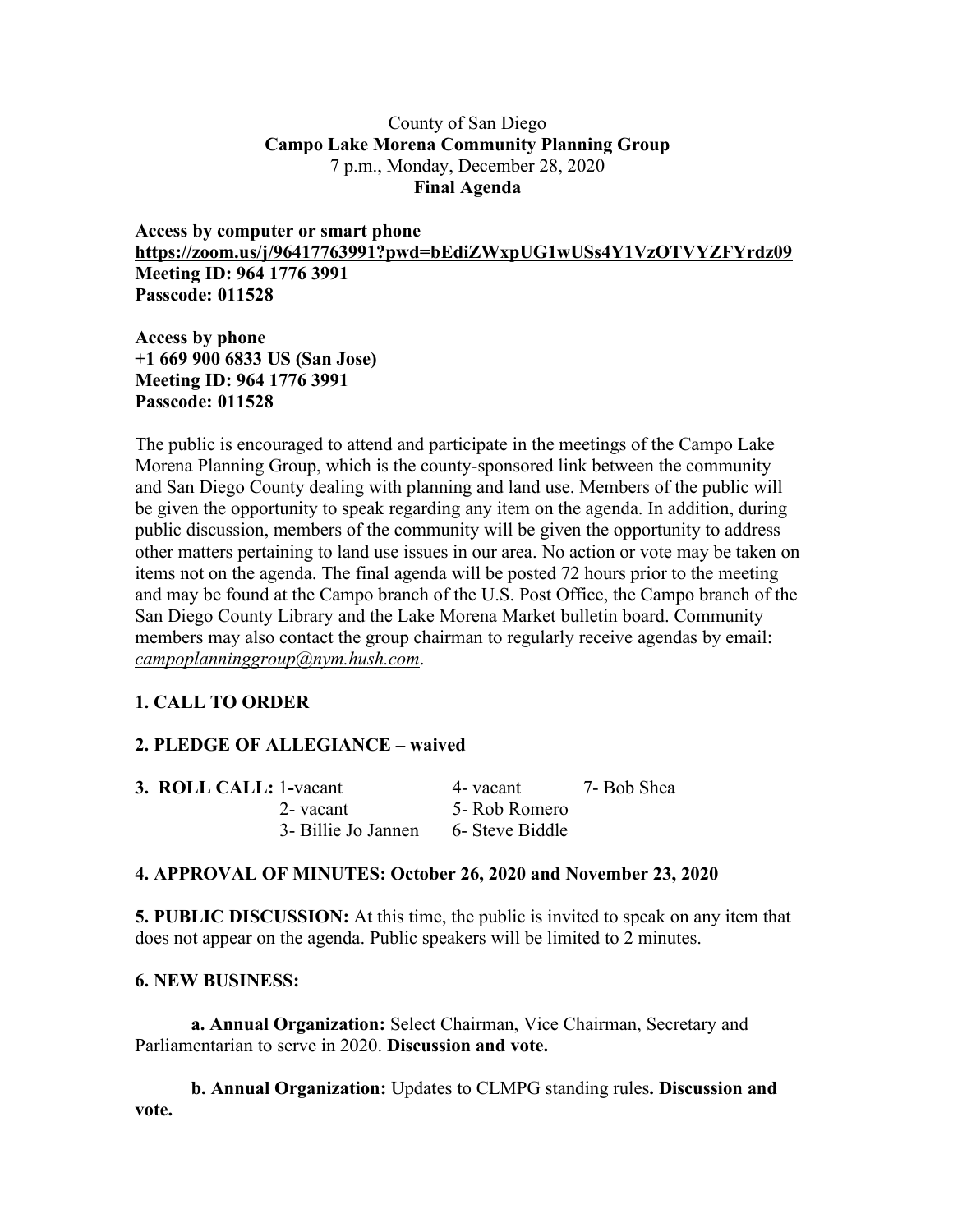County of San Diego

**Campo Lake Morena Community Planning Group**

7 p.m., Monday, December 28, 2020

**Final Agenda**

**Access by computer or smart phone**
**https://zoom.us/j/96417763991?pwd=bEdiZWxpUG1wUSs4Y1VzOTVYZFYrdz09**
**Meeting ID: 964 1776 3991**
**Passcode: 011528**

**Access by phone**
**+1 669 900 6833 US (San Jose)**
**Meeting ID: 964 1776 3991**
**Passcode: 011528**

The public is encouraged to attend and participate in the meetings of the Campo Lake Morena Planning Group, which is the county-sponsored link between the community and San Diego County dealing with planning and land use. Members of the public will be given the opportunity to speak regarding any item on the agenda. In addition, during public discussion, members of the community will be given the opportunity to address other matters pertaining to land use issues in our area. No action or vote may be taken on items not on the agenda. The final agenda will be posted 72 hours prior to the meeting and may be found at the Campo branch of the U.S. Post Office, the Campo branch of the San Diego County Library and the Lake Morena Market bulletin board. Community members may also contact the group chairman to regularly receive agendas by email: *campoplanninggroup@nym.hush.com*.

**1. CALL TO ORDER**

**2. PLEDGE OF ALLEGIANCE – waived**

**3. ROLL CALL:**

- 1-vacant
- 2- vacant
- 3- Billie Jo Jannen
- 4- vacant
- 5- Rob Romero
- 6- Steve Biddle
- 7- Bob Shea

**4. APPROVAL OF MINUTES: October 26, 2020 and November 23, 2020**

**5. PUBLIC DISCUSSION:** At this time, the public is invited to speak on any item that does not appear on the agenda. Public speakers will be limited to 2 minutes.

**6. NEW BUSINESS:**

**a. Annual Organization:** Select Chairman, Vice Chairman, Secretary and Parliamentarian to serve in 2020. **Discussion and vote.**

**b. Annual Organization:** Updates to CLMPG standing rules**. Discussion and vote.**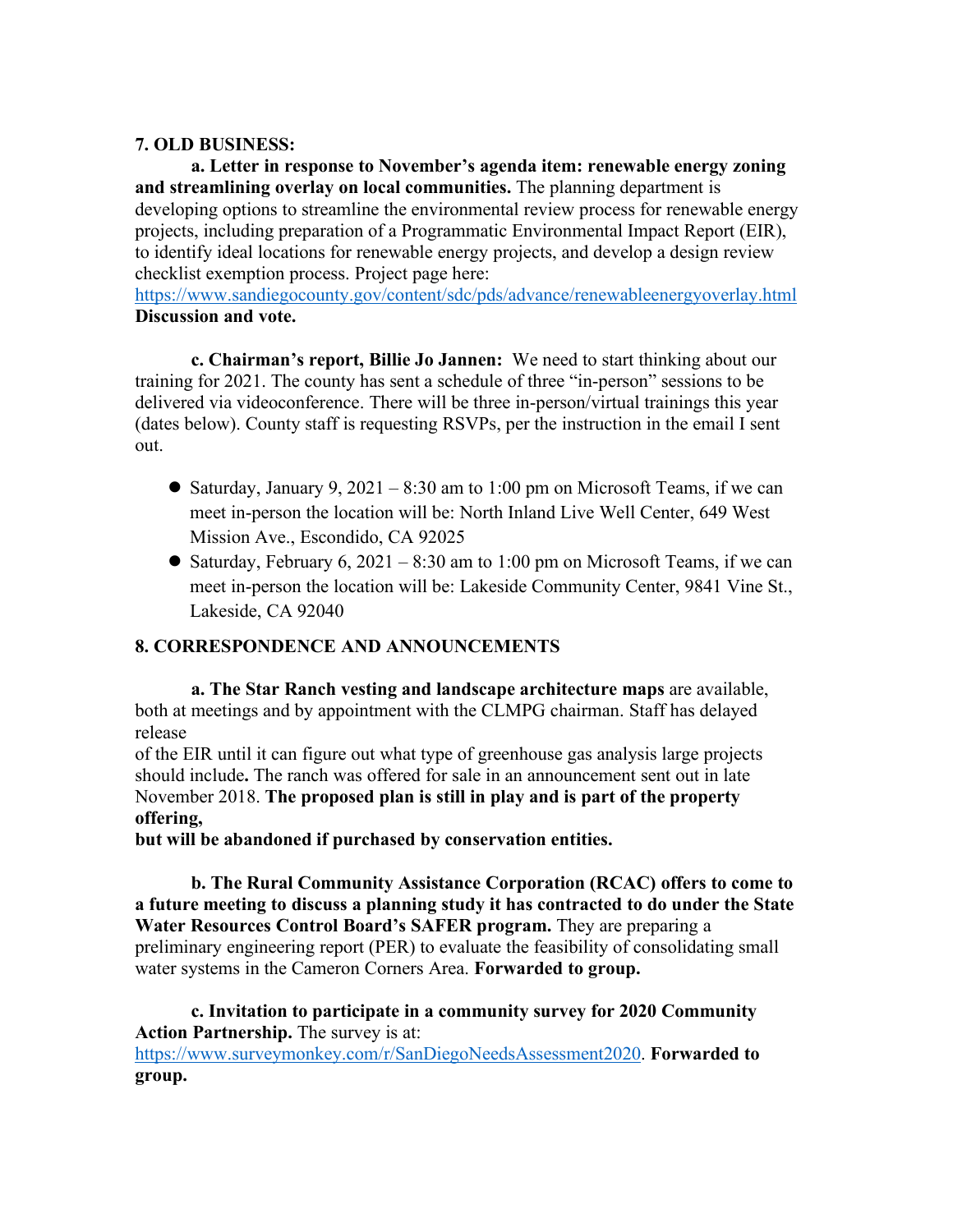**7. OLD BUSINESS:**

**a. Letter in response to November's agenda item: renewable energy zoning and streamlining overlay on local communities.** The planning department is developing options to streamline the environmental review process for renewable energy projects, including preparation of a Programmatic Environmental Impact Report (EIR), to identify ideal locations for renewable energy projects, and develop a design review checklist exemption process. Project page here: https://www.sandiegocounty.gov/content/sdc/pds/advance/renewableenergyoverlay.html **Discussion and vote.**

**c. Chairman's report, Billie Jo Jannen:** We need to start thinking about our training for 2021. The county has sent a schedule of three "in-person" sessions to be delivered via videoconference. There will be three in-person/virtual trainings this year (dates below). County staff is requesting RSVPs, per the instruction in the email I sent out.

- Saturday, January 9, 2021 – 8:30 am to 1:00 pm on Microsoft Teams, if we can meet in-person the location will be: North Inland Live Well Center, 649 West Mission Ave., Escondido, CA 92025
- Saturday, February 6, 2021 – 8:30 am to 1:00 pm on Microsoft Teams, if we can meet in-person the location will be: Lakeside Community Center, 9841 Vine St., Lakeside, CA 92040

**8. CORRESPONDENCE AND ANNOUNCEMENTS**

**a. The Star Ranch vesting and landscape architecture maps** are available, both at meetings and by appointment with the CLMPG chairman. Staff has delayed release of the EIR until it can figure out what type of greenhouse gas analysis large projects should include**.** The ranch was offered for sale in an announcement sent out in late November 2018. **The proposed plan is still in play and is part of the property offering, but will be abandoned if purchased by conservation entities.**

**b. The Rural Community Assistance Corporation (RCAC) offers to come to a future meeting to discuss a planning study it has contracted to do under the State Water Resources Control Board's SAFER program.** They are preparing a preliminary engineering report (PER) to evaluate the feasibility of consolidating small water systems in the Cameron Corners Area. **Forwarded to group.**

**c. Invitation to participate in a community survey for 2020 Community Action Partnership.** The survey is at: https://www.surveymonkey.com/r/SanDiegoNeedsAssessment2020. **Forwarded to group.**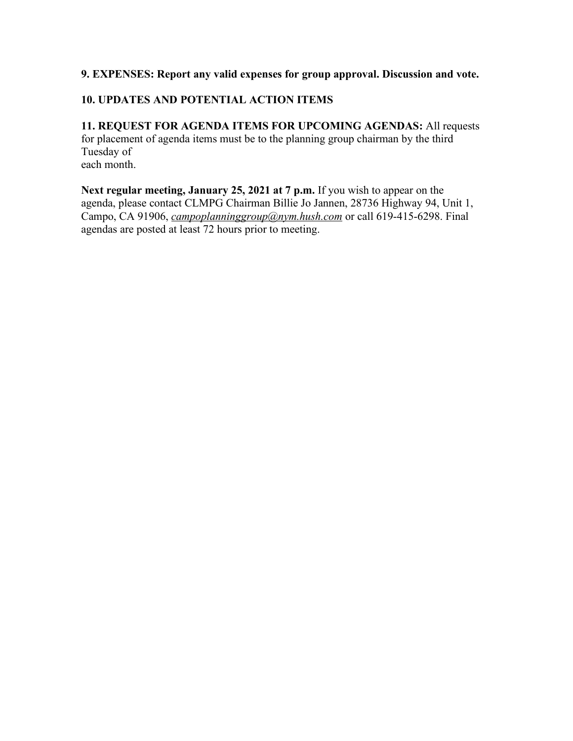**9. EXPENSES: Report any valid expenses for group approval. Discussion and vote.**

**10. UPDATES AND POTENTIAL ACTION ITEMS**

**11. REQUEST FOR AGENDA ITEMS FOR UPCOMING AGENDAS:** All requests for placement of agenda items must be to the planning group chairman by the third Tuesday of each month.

**Next regular meeting, January 25, 2021 at 7 p.m.** If you wish to appear on the agenda, please contact CLMPG Chairman Billie Jo Jannen, 28736 Highway 94, Unit 1, Campo, CA 91906, *campoplanninggroup@nym.hush.com* or call 619-415-6298. Final agendas are posted at least 72 hours prior to meeting.